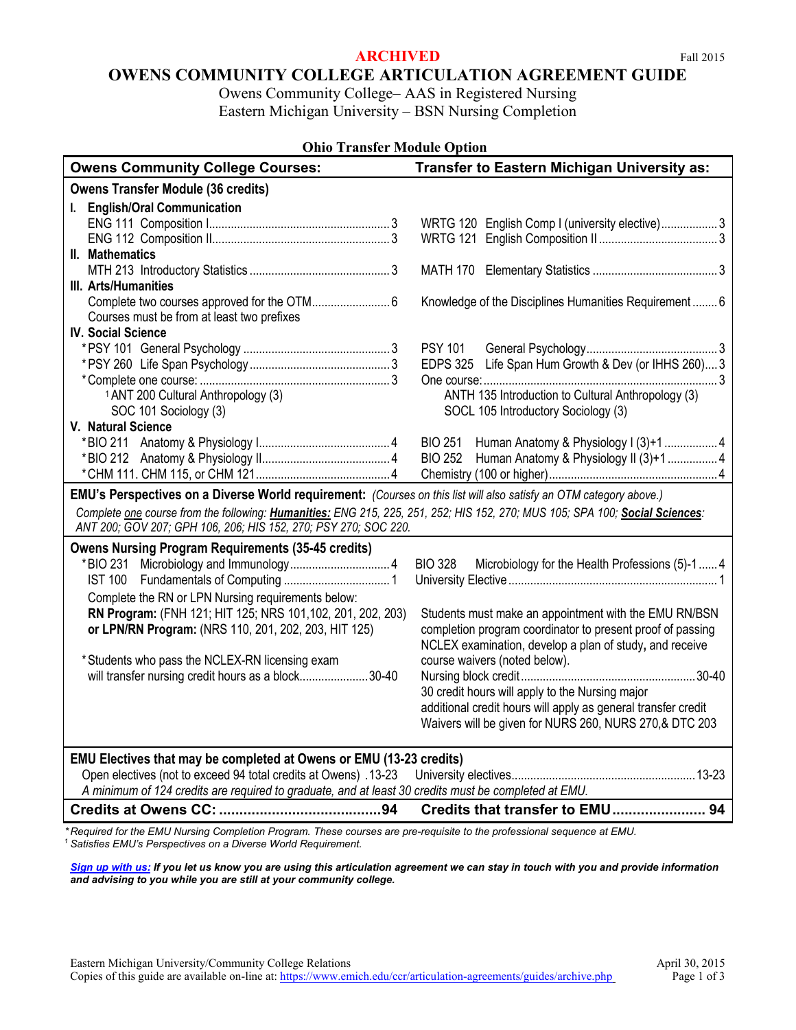**ARCHIVED** Fall 2015

# OWENS COMMUNITY COLLEGE ARTICULATION AGREEMENT GUIDE

Owens Community College– AAS in Registered Nursing
Eastern Michigan University – BSN Nursing Completion

### Ohio Transfer Module Option

| Owens Community College Courses: | Transfer to Eastern Michigan University as: |
|---|---|
| **Owens Transfer Module (36 credits)** | |
| **I. English/Oral Communication** | |
| ENG 111 Composition I .......... 3 | WRTG 120 English Comp I (university elective) .......... 3 |
| ENG 112 Composition II .......... 3 | WRTG 121 English Composition II .......... 3 |
| **II. Mathematics** | |
| MTH 213 Introductory Statistics .......... 3 | MATH 170 Elementary Statistics .......... 3 |
| **III. Arts/Humanities** | |
| Complete two courses approved for the OTM .......... 6<br>Courses must be from at least two prefixes | Knowledge of the Disciplines Humanities Requirement .......... 6 |
| **IV. Social Science** | |
| *PSY 101 General Psychology .......... 3 | PSY 101 General Psychology .......... 3 |
| *PSY 260 Life Span Psychology .......... 3 | EDPS 325 Life Span Hum Growth & Dev (or IHHS 260) .... 3 |
| *Complete one course: .......... 3 | One course: .......... 3 |
| [1] ANT 200 Cultural Anthropology (3) | ANTH 135 Introduction to Cultural Anthropology (3) |
| SOC 101 Sociology (3) | SOCL 105 Introductory Sociology (3) |
| **V. Natural Science** | |
| *BIO 211 Anatomy & Physiology I .......... 4 | BIO 251 Human Anatomy & Physiology I (3)+1 .......... 4 |
| *BIO 212 Anatomy & Physiology II .......... 4 | BIO 252 Human Anatomy & Physiology II (3)+1 .......... 4 |
| *CHM 111. CHM 115, or CHM 121 .......... 4 | Chemistry (100 or higher) .......... 4 |
| **EMU's Perspectives on a Diverse World requirement:** *(Courses on this list will also satisfy an OTM category above.)*<br>*Complete one course from the following: **Humanities:** ENG 215, 225, 251, 252; HIS 152, 270; MUS 105; SPA 100; **Social Sciences**: ANT 200; GOV 207; GPH 106, 206; HIS 152, 270; PSY 270; SOC 220.* | |
| **Owens Nursing Program Requirements (35-45 credits)** | |
| *BIO 231 Microbiology and Immunology .......... 4 | BIO 328 Microbiology for the Health Professions (5)-1 .......... 4 |
| IST 100 Fundamentals of Computing .......... 1 | University Elective .......... 1 |
| Complete the RN or LPN Nursing requirements below:<br>**RN Program:** (FNH 121; HIT 125; NRS 101,102, 201, 202, 203)<br>**or LPN/RN Program:** (NRS 110, 201, 202, 203, HIT 125) | Students must make an appointment with the EMU RN/BSN completion program coordinator to present proof of passing NCLEX examination, develop a plan of study, and receive course waivers (noted below). |
| *Students who pass the NCLEX-RN licensing exam will transfer nursing credit hours as a block .......... 30-40 | Nursing block credit .......... 30-40<br>30 credit hours will apply to the Nursing major<br>additional credit hours will apply as general transfer credit<br>Waivers will be given for NURS 260, NURS 270,& DTC 203 |
| **EMU Electives that may be completed at Owens or EMU (13-23 credits)** | |
| Open electives (not to exceed 94 total credits at Owens) .13-23 | University electives .......... 13-23 |
| *A minimum of 124 credits are required to graduate, and at least 30 credits must be completed at EMU.* | |
| **Credits at Owens CC: .......... 94** | **Credits that transfer to EMU .......... 94** |

*\*Required for the EMU Nursing Completion Program. These courses are pre-requisite to the professional sequence at EMU.*
*[1] Satisfies EMU's Perspectives on a Diverse World Requirement.*

***Sign up with us:* If you let us know you are using this articulation agreement we can stay in touch with you and provide information and advising to you while you are still at your community college.**

Eastern Michigan University/Community College Relations — April 30, 2015
Copies of this guide are available on-line at: https://www.emich.edu/ccr/articulation-agreements/guides/archive.php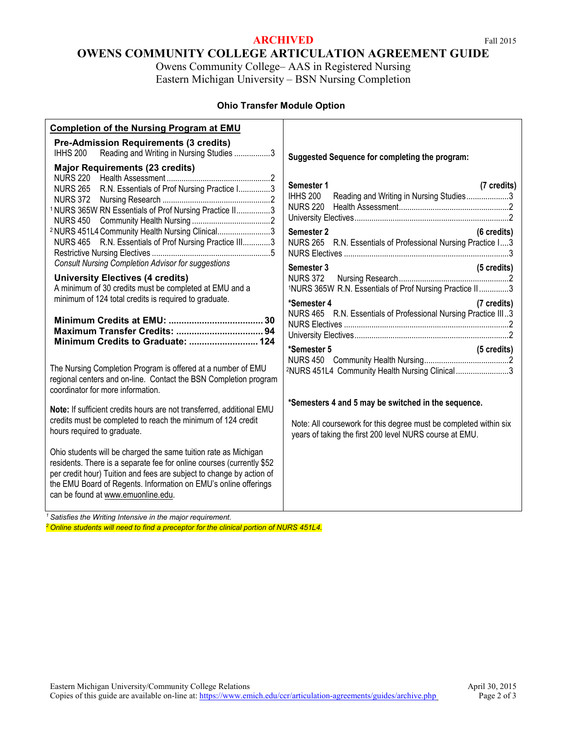**ARCHIVED**

Fall 2015

# OWENS COMMUNITY COLLEGE ARTICULATION AGREEMENT GUIDE

Owens Community College– AAS in Registered Nursing
Eastern Michigan University – BSN Nursing Completion

### Ohio Transfer Module Option

## Completion of the Nursing Program at EMU

### Pre-Admission Requirements (3 credits)

IHHS 200 Reading and Writing in Nursing Studies ................. 3

### Major Requirements (23 credits)

NURS 220 Health Assessment ................................................ 2
NURS 265 R.N. Essentials of Prof Nursing Practice I............... 3
NURS 372 Nursing Research .................................................. 2
[1] NURS 365W RN Essentials of Prof Nursing Practice II................ 3
NURS 450 Community Health Nursing ..................................... 2
[2] NURS 451L4 Community Health Nursing Clinical......................... 3
NURS 465 R.N. Essentials of Prof Nursing Practice III............. 3
Restrictive Nursing Electives ....................................................... 5
*Consult Nursing Completion Advisor for suggestions*

### University Electives (4 credits)

A minimum of 30 credits must be completed at EMU and a minimum of 124 total credits is required to graduate.

**Minimum Credits at EMU: .................................... 30**
**Maximum Transfer Credits: .................................. 94**
**Minimum Credits to Graduate: ........................... 124**

The Nursing Completion Program is offered at a number of EMU regional centers and on-line. Contact the BSN Completion program coordinator for more information.

**Note:** If sufficient credits hours are not transferred, additional EMU credits must be completed to reach the minimum of 124 credit hours required to graduate.

Ohio students will be charged the same tuition rate as Michigan residents. There is a separate fee for online courses (currently $52 per credit hour) Tuition and fees are subject to change by action of the EMU Board of Regents. Information on EMU's online offerings can be found at www.emuonline.edu.

### Suggested Sequence for completing the program:

**Semester 1 (7 credits)**
IHHS 200 Reading and Writing in Nursing Studies.................... 3
NURS 220 Health Assessment.................................................... 2
University Electives......................................................................... 2

**Semester 2 (6 credits)**
NURS 265 R.N. Essentials of Professional Nursing Practice I.... 3
NURS Electives ............................................................................. 3

**Semester 3 (5 credits)**
NURS 372 Nursing Research.................................................... 2
[1] NURS 365W R.N. Essentials of Prof Nursing Practice II .............. 3

**\*Semester 4 (7 credits)**
NURS 465 R.N. Essentials of Professional Nursing Practice III .. 3
NURS Electives ............................................................................. 2
University Electives......................................................................... 2

**\*Semester 5 (5 credits)**
NURS 450 Community Health Nursing....................................... 2
[2] NURS 451L4 Community Health Nursing Clinical ......................... 3

**\*Semesters 4 and 5 may be switched in the sequence.**

Note: All coursework for this degree must be completed within six years of taking the first 200 level NURS course at EMU.

[1] *Satisfies the Writing Intensive in the major requirement.*
[2] *Online students will need to find a preceptor for the clinical portion of NURS 451L4.*

Eastern Michigan University/Community College Relations
Copies of this guide are available on-line at: https://www.emich.edu/ccr/articulation-agreements/guides/archive.php

April 30, 2015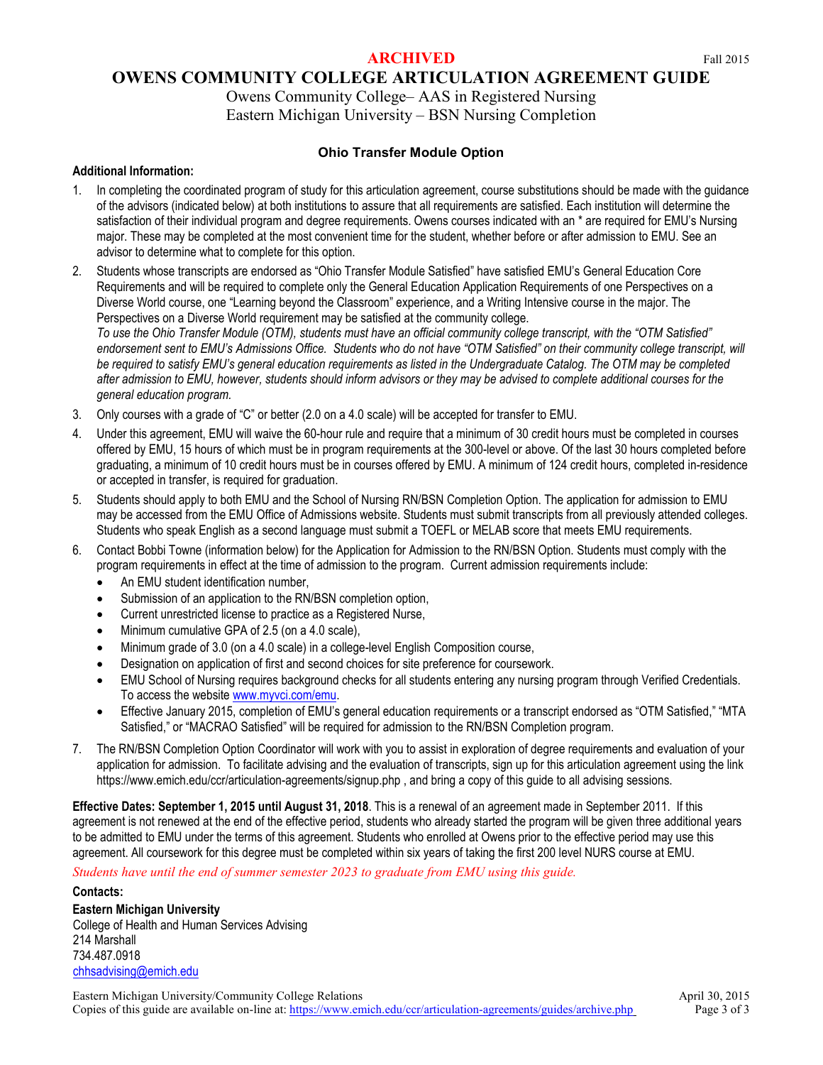**ARCHIVED** Fall 2015

# OWENS COMMUNITY COLLEGE ARTICULATION AGREEMENT GUIDE

Owens Community College– AAS in Registered Nursing
Eastern Michigan University – BSN Nursing Completion

## Ohio Transfer Module Option

**Additional Information:**

1. In completing the coordinated program of study for this articulation agreement, course substitutions should be made with the guidance of the advisors (indicated below) at both institutions to assure that all requirements are satisfied. Each institution will determine the satisfaction of their individual program and degree requirements. Owens courses indicated with an * are required for EMU's Nursing major. These may be completed at the most convenient time for the student, whether before or after admission to EMU. See an advisor to determine what to complete for this option.
2. Students whose transcripts are endorsed as "Ohio Transfer Module Satisfied" have satisfied EMU's General Education Core Requirements and will be required to complete only the General Education Application Requirements of one Perspectives on a Diverse World course, one "Learning beyond the Classroom" experience, and a Writing Intensive course in the major. The Perspectives on a Diverse World requirement may be satisfied at the community college.
   *To use the Ohio Transfer Module (OTM), students must have an official community college transcript, with the "OTM Satisfied" endorsement sent to EMU's Admissions Office. Students who do not have "OTM Satisfied" on their community college transcript, will be required to satisfy EMU's general education requirements as listed in the Undergraduate Catalog. The OTM may be completed after admission to EMU, however, students should inform advisors or they may be advised to complete additional courses for the general education program.*
3. Only courses with a grade of "C" or better (2.0 on a 4.0 scale) will be accepted for transfer to EMU.
4. Under this agreement, EMU will waive the 60-hour rule and require that a minimum of 30 credit hours must be completed in courses offered by EMU, 15 hours of which must be in program requirements at the 300-level or above. Of the last 30 hours completed before graduating, a minimum of 10 credit hours must be in courses offered by EMU. A minimum of 124 credit hours, completed in-residence or accepted in transfer, is required for graduation.
5. Students should apply to both EMU and the School of Nursing RN/BSN Completion Option. The application for admission to EMU may be accessed from the EMU Office of Admissions website. Students must submit transcripts from all previously attended colleges. Students who speak English as a second language must submit a TOEFL or MELAB score that meets EMU requirements.
6. Contact Bobbi Towne (information below) for the Application for Admission to the RN/BSN Option. Students must comply with the program requirements in effect at the time of admission to the program. Current admission requirements include:
   - An EMU student identification number,
   - Submission of an application to the RN/BSN completion option,
   - Current unrestricted license to practice as a Registered Nurse,
   - Minimum cumulative GPA of 2.5 (on a 4.0 scale),
   - Minimum grade of 3.0 (on a 4.0 scale) in a college-level English Composition course,
   - Designation on application of first and second choices for site preference for coursework.
   - EMU School of Nursing requires background checks for all students entering any nursing program through Verified Credentials. To access the website www.myvci.com/emu.
   - Effective January 2015, completion of EMU's general education requirements or a transcript endorsed as "OTM Satisfied," "MTA Satisfied," or "MACRAO Satisfied" will be required for admission to the RN/BSN Completion program.
7. The RN/BSN Completion Option Coordinator will work with you to assist in exploration of degree requirements and evaluation of your application for admission. To facilitate advising and the evaluation of transcripts, sign up for this articulation agreement using the link https://www.emich.edu/ccr/articulation-agreements/signup.php , and bring a copy of this guide to all advising sessions.

**Effective Dates: September 1, 2015 until August 31, 2018**. This is a renewal of an agreement made in September 2011. If this agreement is not renewed at the end of the effective period, students who already started the program will be given three additional years to be admitted to EMU under the terms of this agreement. Students who enrolled at Owens prior to the effective period may use this agreement. All coursework for this degree must be completed within six years of taking the first 200 level NURS course at EMU.

*Students have until the end of summer semester 2023 to graduate from EMU using this guide.*

**Contacts:**

**Eastern Michigan University**
College of Health and Human Services Advising
214 Marshall
734.487.0918
chhsadvising@emich.edu

Eastern Michigan University/Community College Relations — April 30, 2015
Copies of this guide are available on-line at: https://www.emich.edu/ccr/articulation-agreements/guides/archive.php